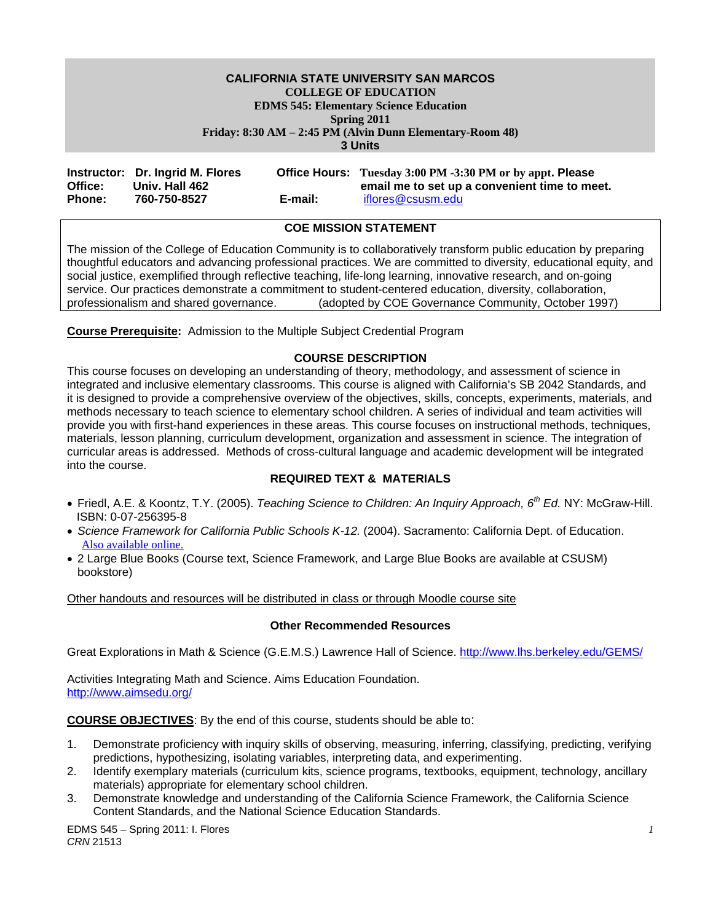**CALIFORNIA STATE UNIVERSITY SAN MARCOS**
**COLLEGE OF EDUCATION**
**EDMS 545: Elementary Science Education**
**Spring 2011**
**Friday: 8:30 AM – 2:45 PM (Alvin Dunn Elementary-Room 48)**
**3 Units**

**Instructor:** **Dr. Ingrid M. Flores**
**Office:** **Univ. Hall 462**
**Phone:** **760-750-8527**

**Office Hours:** **Tuesday 3:00 PM -3:30 PM or by appt. Please email me to set up a convenient time to meet.**
**E-mail:** iflores@csusm.edu

## COE MISSION STATEMENT

The mission of the College of Education Community is to collaboratively transform public education by preparing thoughtful educators and advancing professional practices. We are committed to diversity, educational equity, and social justice, exemplified through reflective teaching, life-long learning, innovative research, and on-going service. Our practices demonstrate a commitment to student-centered education, diversity, collaboration, professionalism and shared governance. (adopted by COE Governance Community, October 1997)

**Course Prerequisite:** Admission to the Multiple Subject Credential Program

## COURSE DESCRIPTION

This course focuses on developing an understanding of theory, methodology, and assessment of science in integrated and inclusive elementary classrooms. This course is aligned with California's SB 2042 Standards, and it is designed to provide a comprehensive overview of the objectives, skills, concepts, experiments, materials, and methods necessary to teach science to elementary school children. A series of individual and team activities will provide you with first-hand experiences in these areas. This course focuses on instructional methods, techniques, materials, lesson planning, curriculum development, organization and assessment in science. The integration of curricular areas is addressed. Methods of cross-cultural language and academic development will be integrated into the course.

## REQUIRED TEXT & MATERIALS

- Friedl, A.E. & Koontz, T.Y. (2005). *Teaching Science to Children: An Inquiry Approach, 6th Ed.* NY: McGraw-Hill. ISBN: 0-07-256395-8
- *Science Framework for California Public Schools K-12.* (2004). Sacramento: California Dept. of Education. Also available online.
- 2 Large Blue Books (Course text, Science Framework, and Large Blue Books are available at CSUSM) bookstore)

Other handouts and resources will be distributed in class or through Moodle course site

### Other Recommended Resources

Great Explorations in Math & Science (G.E.M.S.) Lawrence Hall of Science. http://www.lhs.berkeley.edu/GEMS/

Activities Integrating Math and Science. Aims Education Foundation. http://www.aimsedu.org/

**COURSE OBJECTIVES**: By the end of this course, students should be able to:

1. Demonstrate proficiency with inquiry skills of observing, measuring, inferring, classifying, predicting, verifying predictions, hypothesizing, isolating variables, interpreting data, and experimenting.
2. Identify exemplary materials (curriculum kits, science programs, textbooks, equipment, technology, ancillary materials) appropriate for elementary school children.
3. Demonstrate knowledge and understanding of the California Science Framework, the California Science Content Standards, and the National Science Education Standards.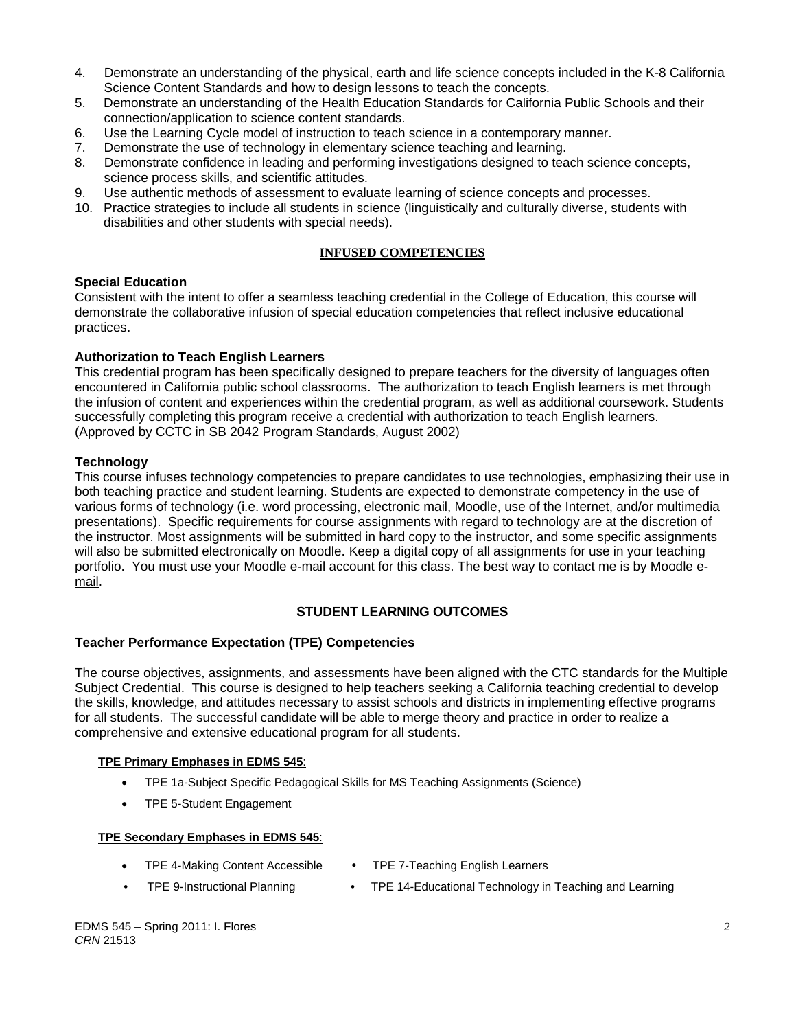4. Demonstrate an understanding of the physical, earth and life science concepts included in the K-8 California Science Content Standards and how to design lessons to teach the concepts.
5. Demonstrate an understanding of the Health Education Standards for California Public Schools and their connection/application to science content standards.
6. Use the Learning Cycle model of instruction to teach science in a contemporary manner.
7. Demonstrate the use of technology in elementary science teaching and learning.
8. Demonstrate confidence in leading and performing investigations designed to teach science concepts, science process skills, and scientific attitudes.
9. Use authentic methods of assessment to evaluate learning of science concepts and processes.
10. Practice strategies to include all students in science (linguistically and culturally diverse, students with disabilities and other students with special needs).

## INFUSED COMPETENCIES

### Special Education

Consistent with the intent to offer a seamless teaching credential in the College of Education, this course will demonstrate the collaborative infusion of special education competencies that reflect inclusive educational practices.

### Authorization to Teach English Learners

This credential program has been specifically designed to prepare teachers for the diversity of languages often encountered in California public school classrooms. The authorization to teach English learners is met through the infusion of content and experiences within the credential program, as well as additional coursework. Students successfully completing this program receive a credential with authorization to teach English learners. (Approved by CCTC in SB 2042 Program Standards, August 2002)

### Technology

This course infuses technology competencies to prepare candidates to use technologies, emphasizing their use in both teaching practice and student learning. Students are expected to demonstrate competency in the use of various forms of technology (i.e. word processing, electronic mail, Moodle, use of the Internet, and/or multimedia presentations). Specific requirements for course assignments with regard to technology are at the discretion of the instructor. Most assignments will be submitted in hard copy to the instructor, and some specific assignments will also be submitted electronically on Moodle. Keep a digital copy of all assignments for use in your teaching portfolio. You must use your Moodle e-mail account for this class. The best way to contact me is by Moodle e-mail.

## STUDENT LEARNING OUTCOMES

### Teacher Performance Expectation (TPE) Competencies

The course objectives, assignments, and assessments have been aligned with the CTC standards for the Multiple Subject Credential. This course is designed to help teachers seeking a California teaching credential to develop the skills, knowledge, and attitudes necessary to assist schools and districts in implementing effective programs for all students. The successful candidate will be able to merge theory and practice in order to realize a comprehensive and extensive educational program for all students.

**TPE Primary Emphases in EDMS 545**:

- TPE 1a-Subject Specific Pedagogical Skills for MS Teaching Assignments (Science)
- TPE 5-Student Engagement

**TPE Secondary Emphases in EDMS 545**:

- TPE 4-Making Content Accessible
- TPE 7-Teaching English Learners
- TPE 9-Instructional Planning
- TPE 14-Educational Technology in Teaching and Learning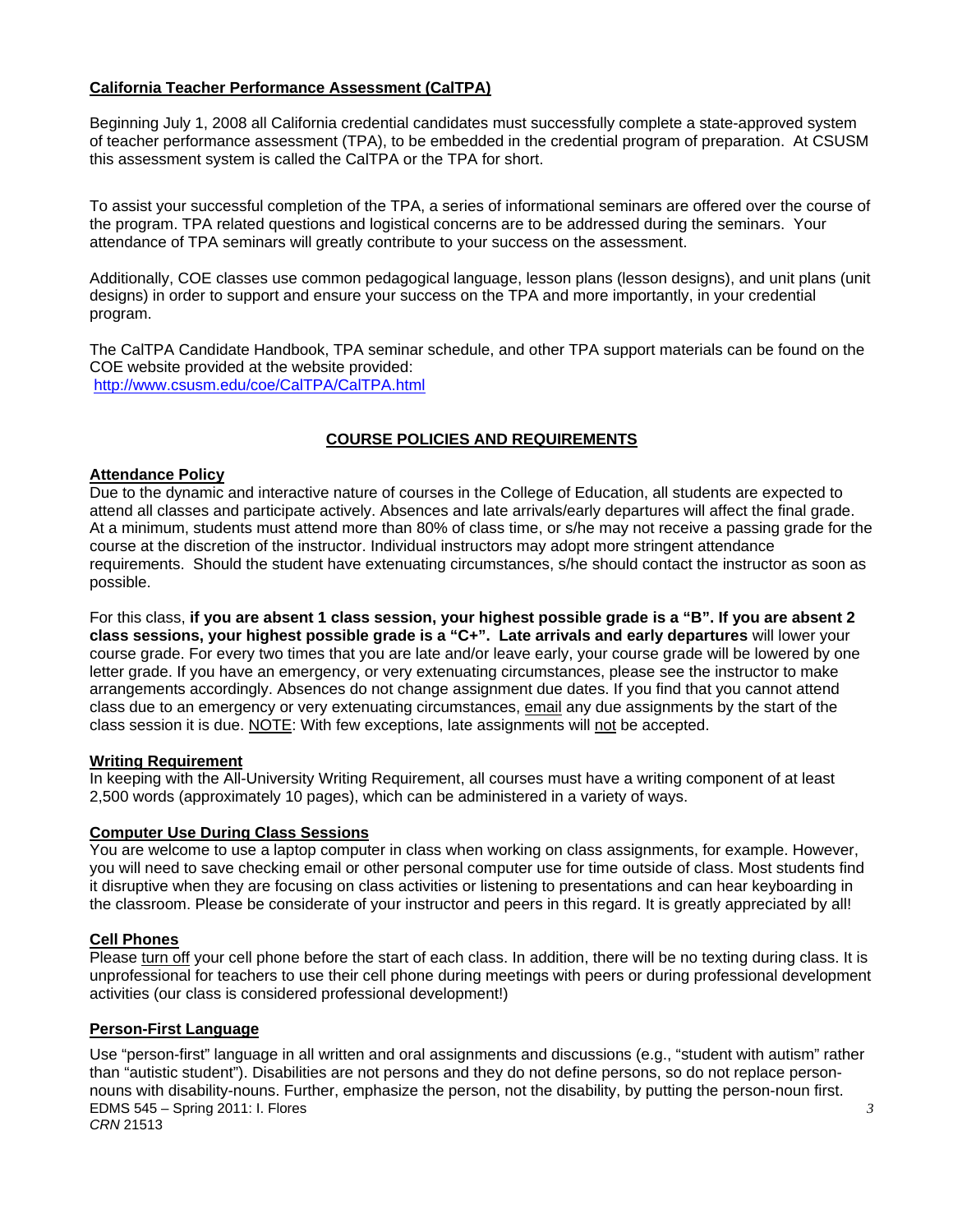**California Teacher Performance Assessment (CalTPA)**

Beginning July 1, 2008 all California credential candidates must successfully complete a state-approved system of teacher performance assessment (TPA), to be embedded in the credential program of preparation. At CSUSM this assessment system is called the CalTPA or the TPA for short.

To assist your successful completion of the TPA, a series of informational seminars are offered over the course of the program. TPA related questions and logistical concerns are to be addressed during the seminars. Your attendance of TPA seminars will greatly contribute to your success on the assessment.

Additionally, COE classes use common pedagogical language, lesson plans (lesson designs), and unit plans (unit designs) in order to support and ensure your success on the TPA and more importantly, in your credential program.

The CalTPA Candidate Handbook, TPA seminar schedule, and other TPA support materials can be found on the COE website provided at the website provided:
http://www.csusm.edu/coe/CalTPA/CalTPA.html

## COURSE POLICIES AND REQUIREMENTS

**Attendance Policy**

Due to the dynamic and interactive nature of courses in the College of Education, all students are expected to attend all classes and participate actively. Absences and late arrivals/early departures will affect the final grade. At a minimum, students must attend more than 80% of class time, or s/he may not receive a passing grade for the course at the discretion of the instructor. Individual instructors may adopt more stringent attendance requirements. Should the student have extenuating circumstances, s/he should contact the instructor as soon as possible.

For this class, **if you are absent 1 class session, your highest possible grade is a "B". If you are absent 2 class sessions, your highest possible grade is a "C+". Late arrivals and early departures** will lower your course grade. For every two times that you are late and/or leave early, your course grade will be lowered by one letter grade. If you have an emergency, or very extenuating circumstances, please see the instructor to make arrangements accordingly. Absences do not change assignment due dates. If you find that you cannot attend class due to an emergency or very extenuating circumstances, email any due assignments by the start of the class session it is due. NOTE: With few exceptions, late assignments will not be accepted.

**Writing Requirement**

In keeping with the All-University Writing Requirement, all courses must have a writing component of at least 2,500 words (approximately 10 pages), which can be administered in a variety of ways.

**Computer Use During Class Sessions**

You are welcome to use a laptop computer in class when working on class assignments, for example. However, you will need to save checking email or other personal computer use for time outside of class. Most students find it disruptive when they are focusing on class activities or listening to presentations and can hear keyboarding in the classroom. Please be considerate of your instructor and peers in this regard. It is greatly appreciated by all!

**Cell Phones**

Please turn off your cell phone before the start of each class. In addition, there will be no texting during class. It is unprofessional for teachers to use their cell phone during meetings with peers or during professional development activities (our class is considered professional development!)

**Person-First Language**

Use "person-first" language in all written and oral assignments and discussions (e.g., "student with autism" rather than "autistic student"). Disabilities are not persons and they do not define persons, so do not replace person-nouns with disability-nouns. Further, emphasize the person, not the disability, by putting the person-noun first.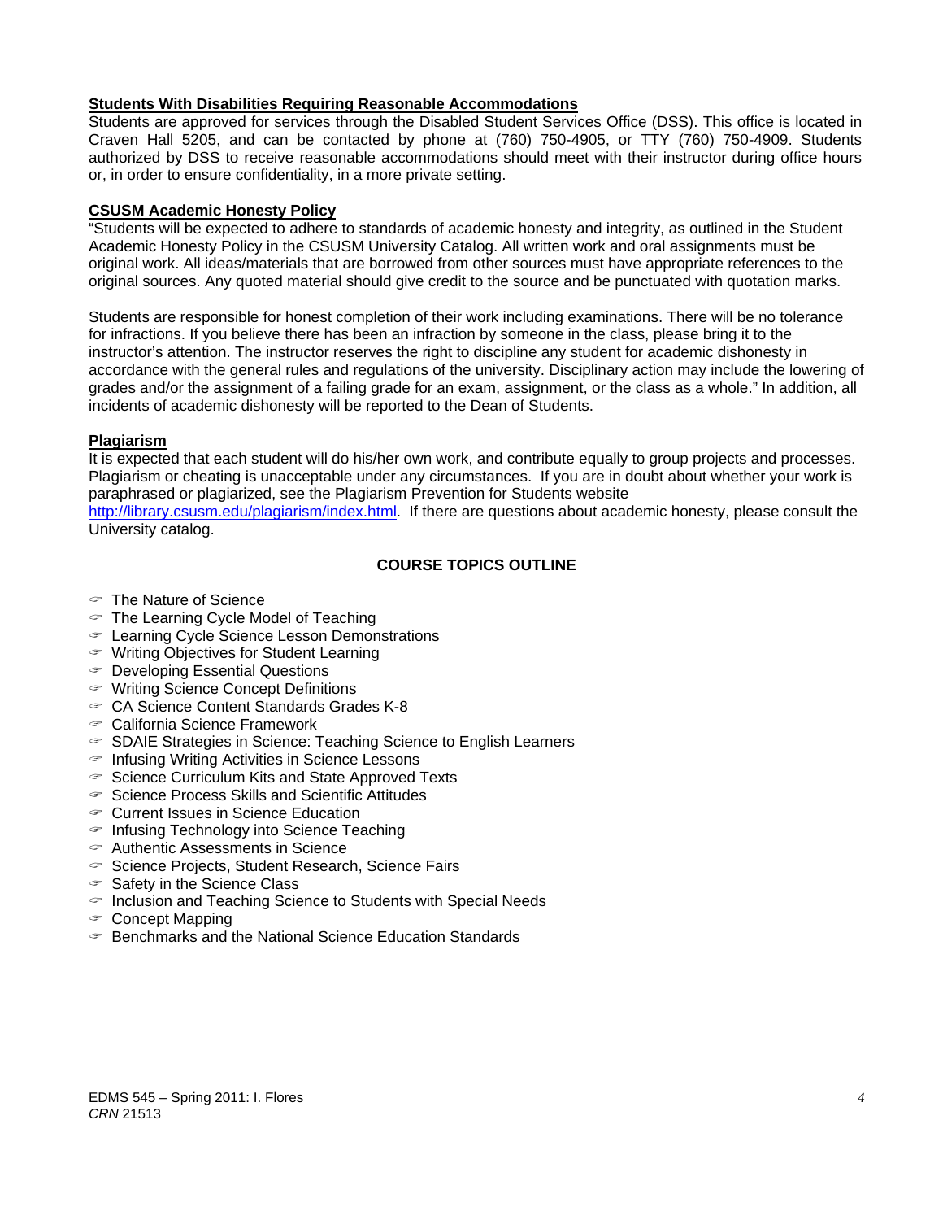**Students With Disabilities Requiring Reasonable Accommodations**

Students are approved for services through the Disabled Student Services Office (DSS). This office is located in Craven Hall 5205, and can be contacted by phone at (760) 750-4905, or TTY (760) 750-4909. Students authorized by DSS to receive reasonable accommodations should meet with their instructor during office hours or, in order to ensure confidentiality, in a more private setting.

**CSUSM Academic Honesty Policy**

"Students will be expected to adhere to standards of academic honesty and integrity, as outlined in the Student Academic Honesty Policy in the CSUSM University Catalog. All written work and oral assignments must be original work. All ideas/materials that are borrowed from other sources must have appropriate references to the original sources. Any quoted material should give credit to the source and be punctuated with quotation marks.

Students are responsible for honest completion of their work including examinations. There will be no tolerance for infractions. If you believe there has been an infraction by someone in the class, please bring it to the instructor's attention. The instructor reserves the right to discipline any student for academic dishonesty in accordance with the general rules and regulations of the university. Disciplinary action may include the lowering of grades and/or the assignment of a failing grade for an exam, assignment, or the class as a whole." In addition, all incidents of academic dishonesty will be reported to the Dean of Students.

**Plagiarism**

It is expected that each student will do his/her own work, and contribute equally to group projects and processes. Plagiarism or cheating is unacceptable under any circumstances. If you are in doubt about whether your work is paraphrased or plagiarized, see the Plagiarism Prevention for Students website http://library.csusm.edu/plagiarism/index.html. If there are questions about academic honesty, please consult the University catalog.

## COURSE TOPICS OUTLINE

- The Nature of Science
- The Learning Cycle Model of Teaching
- Learning Cycle Science Lesson Demonstrations
- Writing Objectives for Student Learning
- Developing Essential Questions
- Writing Science Concept Definitions
- CA Science Content Standards Grades K-8
- California Science Framework
- SDAIE Strategies in Science: Teaching Science to English Learners
- Infusing Writing Activities in Science Lessons
- Science Curriculum Kits and State Approved Texts
- Science Process Skills and Scientific Attitudes
- Current Issues in Science Education
- Infusing Technology into Science Teaching
- Authentic Assessments in Science
- Science Projects, Student Research, Science Fairs
- Safety in the Science Class
- Inclusion and Teaching Science to Students with Special Needs
- Concept Mapping
- Benchmarks and the National Science Education Standards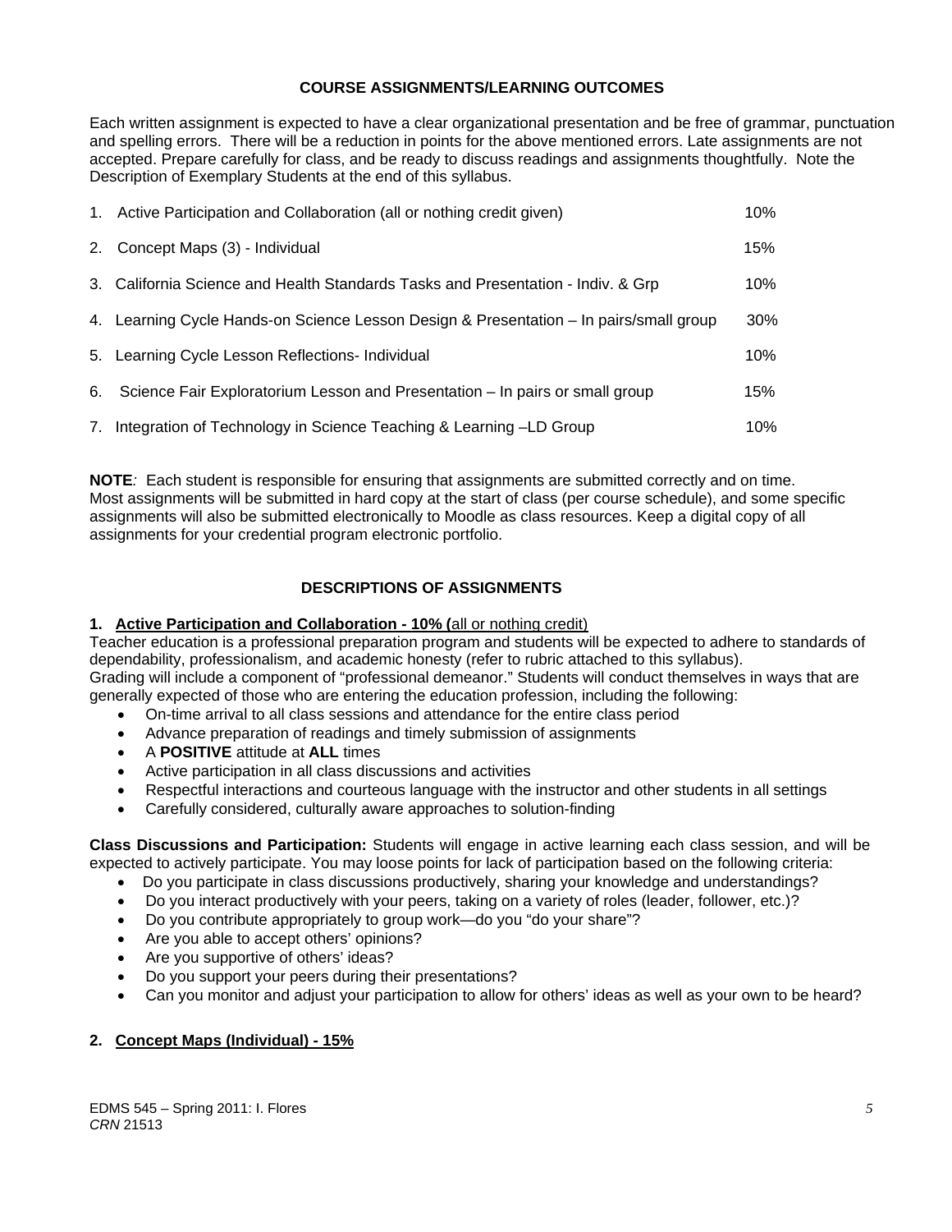## COURSE ASSIGNMENTS/LEARNING OUTCOMES

Each written assignment is expected to have a clear organizational presentation and be free of grammar, punctuation and spelling errors. There will be a reduction in points for the above mentioned errors. Late assignments are not accepted. Prepare carefully for class, and be ready to discuss readings and assignments thoughtfully. Note the Description of Exemplary Students at the end of this syllabus.

| Assignment | Weight |
|---|---|
| 1. Active Participation and Collaboration (all or nothing credit given) | 10% |
| 2. Concept Maps (3) - Individual | 15% |
| 3. California Science and Health Standards Tasks and Presentation - Indiv. & Grp | 10% |
| 4. Learning Cycle Hands-on Science Lesson Design & Presentation – In pairs/small group | 30% |
| 5. Learning Cycle Lesson Reflections- Individual | 10% |
| 6. Science Fair Exploratorium Lesson and Presentation – In pairs or small group | 15% |
| 7. Integration of Technology in Science Teaching & Learning –LD Group | 10% |

**NOTE***:* Each student is responsible for ensuring that assignments are submitted correctly and on time. Most assignments will be submitted in hard copy at the start of class (per course schedule), and some specific assignments will also be submitted electronically to Moodle as class resources. Keep a digital copy of all assignments for your credential program electronic portfolio.

## DESCRIPTIONS OF ASSIGNMENTS

### 1. Active Participation and Collaboration - 10% (all or nothing credit)

Teacher education is a professional preparation program and students will be expected to adhere to standards of dependability, professionalism, and academic honesty (refer to rubric attached to this syllabus). Grading will include a component of "professional demeanor." Students will conduct themselves in ways that are generally expected of those who are entering the education profession, including the following:

- On-time arrival to all class sessions and attendance for the entire class period
- Advance preparation of readings and timely submission of assignments
- A **POSITIVE** attitude at **ALL** times
- Active participation in all class discussions and activities
- Respectful interactions and courteous language with the instructor and other students in all settings
- Carefully considered, culturally aware approaches to solution-finding

**Class Discussions and Participation:** Students will engage in active learning each class session, and will be expected to actively participate. You may loose points for lack of participation based on the following criteria:

- Do you participate in class discussions productively, sharing your knowledge and understandings?
- Do you interact productively with your peers, taking on a variety of roles (leader, follower, etc.)?
- Do you contribute appropriately to group work—do you "do your share"?
- Are you able to accept others' opinions?
- Are you supportive of others' ideas?
- Do you support your peers during their presentations?
- Can you monitor and adjust your participation to allow for others' ideas as well as your own to be heard?

### 2. Concept Maps (Individual) - 15%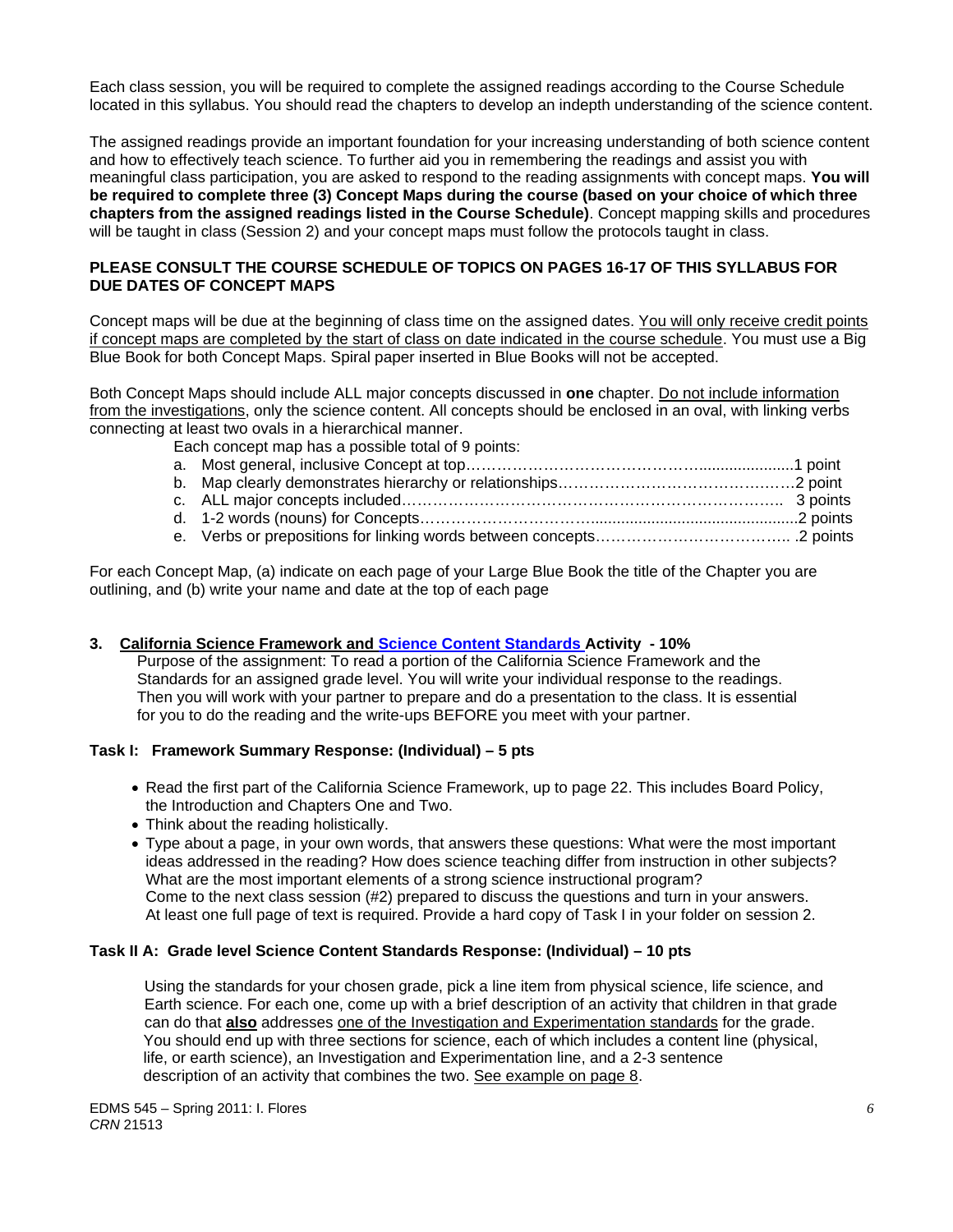Each class session, you will be required to complete the assigned readings according to the Course Schedule located in this syllabus. You should read the chapters to develop an indepth understanding of the science content.

The assigned readings provide an important foundation for your increasing understanding of both science content and how to effectively teach science. To further aid you in remembering the readings and assist you with meaningful class participation, you are asked to respond to the reading assignments with concept maps. **You will be required to complete three (3) Concept Maps during the course (based on your choice of which three chapters from the assigned readings listed in the Course Schedule)**. Concept mapping skills and procedures will be taught in class (Session 2) and your concept maps must follow the protocols taught in class.

**PLEASE CONSULT THE COURSE SCHEDULE OF TOPICS ON PAGES 16-17 OF THIS SYLLABUS FOR DUE DATES OF CONCEPT MAPS**

Concept maps will be due at the beginning of class time on the assigned dates. <u>You will only receive credit points if concept maps are completed by the start of class on date indicated in the course schedule</u>. You must use a Big Blue Book for both Concept Maps. Spiral paper inserted in Blue Books will not be accepted.

Both Concept Maps should include ALL major concepts discussed in **one** chapter. <u>Do not include information from the investigations</u>, only the science content. All concepts should be enclosed in an oval, with linking verbs connecting at least two ovals in a hierarchical manner.

Each concept map has a possible total of 9 points:

a. Most general, inclusive Concept at top……………………………………......................1 point
b. Map clearly demonstrates hierarchy or relationships………………………………….…2 point
c. ALL major concepts included…………………………………………………………….. 3 points
d. 1-2 words (nouns) for Concepts………………………….................................................2 points
e. Verbs or prepositions for linking words between concepts……………………………….. .2 points

For each Concept Map, (a) indicate on each page of your Large Blue Book the title of the Chapter you are outlining, and (b) write your name and date at the top of each page

**3. <u>California Science Framework and Science Content Standards Activity</u> - 10%**

Purpose of the assignment: To read a portion of the California Science Framework and the Standards for an assigned grade level. You will write your individual response to the readings. Then you will work with your partner to prepare and do a presentation to the class. It is essential for you to do the reading and the write-ups BEFORE you meet with your partner.

**Task I: Framework Summary Response: (Individual) – 5 pts**

- Read the first part of the California Science Framework, up to page 22. This includes Board Policy, the Introduction and Chapters One and Two.
- Think about the reading holistically.
- Type about a page, in your own words, that answers these questions: What were the most important ideas addressed in the reading? How does science teaching differ from instruction in other subjects? What are the most important elements of a strong science instructional program?
  Come to the next class session (#2) prepared to discuss the questions and turn in your answers. At least one full page of text is required. Provide a hard copy of Task I in your folder on session 2.

**Task II A: Grade level Science Content Standards Response: (Individual) – 10 pts**

Using the standards for your chosen grade, pick a line item from physical science, life science, and Earth science. For each one, come up with a brief description of an activity that children in that grade can do that **<u>also</u>** addresses <u>one of the Investigation and Experimentation standards</u> for the grade. You should end up with three sections for science, each of which includes a content line (physical, life, or earth science), an Investigation and Experimentation line, and a 2-3 sentence description of an activity that combines the two. <u>See example on page 8</u>.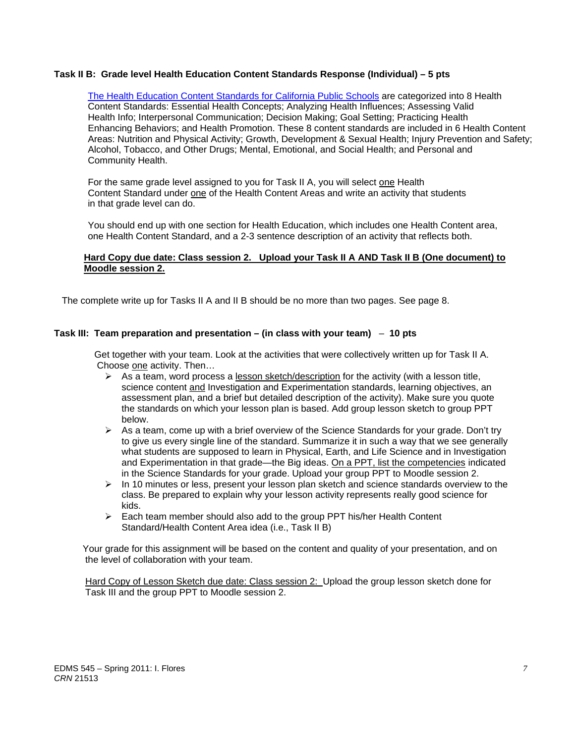### Task II B: Grade level Health Education Content Standards Response (Individual) – 5 pts

The Health Education Content Standards for California Public Schools are categorized into 8 Health Content Standards: Essential Health Concepts; Analyzing Health Influences; Assessing Valid Health Info; Interpersonal Communication; Decision Making; Goal Setting; Practicing Health Enhancing Behaviors; and Health Promotion. These 8 content standards are included in 6 Health Content Areas: Nutrition and Physical Activity; Growth, Development & Sexual Health; Injury Prevention and Safety; Alcohol, Tobacco, and Other Drugs; Mental, Emotional, and Social Health; and Personal and Community Health.

For the same grade level assigned to you for Task II A, you will select one Health Content Standard under one of the Health Content Areas and write an activity that students in that grade level can do.

You should end up with one section for Health Education, which includes one Health Content area, one Health Content Standard, and a 2-3 sentence description of an activity that reflects both.

**Hard Copy due date: Class session 2. Upload your Task II A AND Task II B (One document) to Moodle session 2.**

The complete write up for Tasks II A and II B should be no more than two pages. See page 8.

### Task III: Team preparation and presentation – (in class with your team) – 10 pts

Get together with your team. Look at the activities that were collectively written up for Task II A. Choose one activity. Then…

- As a team, word process a lesson sketch/description for the activity (with a lesson title, science content and Investigation and Experimentation standards, learning objectives, an assessment plan, and a brief but detailed description of the activity). Make sure you quote the standards on which your lesson plan is based. Add group lesson sketch to group PPT below.
- As a team, come up with a brief overview of the Science Standards for your grade. Don't try to give us every single line of the standard. Summarize it in such a way that we see generally what students are supposed to learn in Physical, Earth, and Life Science and in Investigation and Experimentation in that grade—the Big ideas. On a PPT, list the competencies indicated in the Science Standards for your grade. Upload your group PPT to Moodle session 2.
- In 10 minutes or less, present your lesson plan sketch and science standards overview to the class. Be prepared to explain why your lesson activity represents really good science for kids.
- Each team member should also add to the group PPT his/her Health Content Standard/Health Content Area idea (i.e., Task II B)

Your grade for this assignment will be based on the content and quality of your presentation, and on the level of collaboration with your team.

Hard Copy of Lesson Sketch due date: Class session 2: Upload the group lesson sketch done for Task III and the group PPT to Moodle session 2.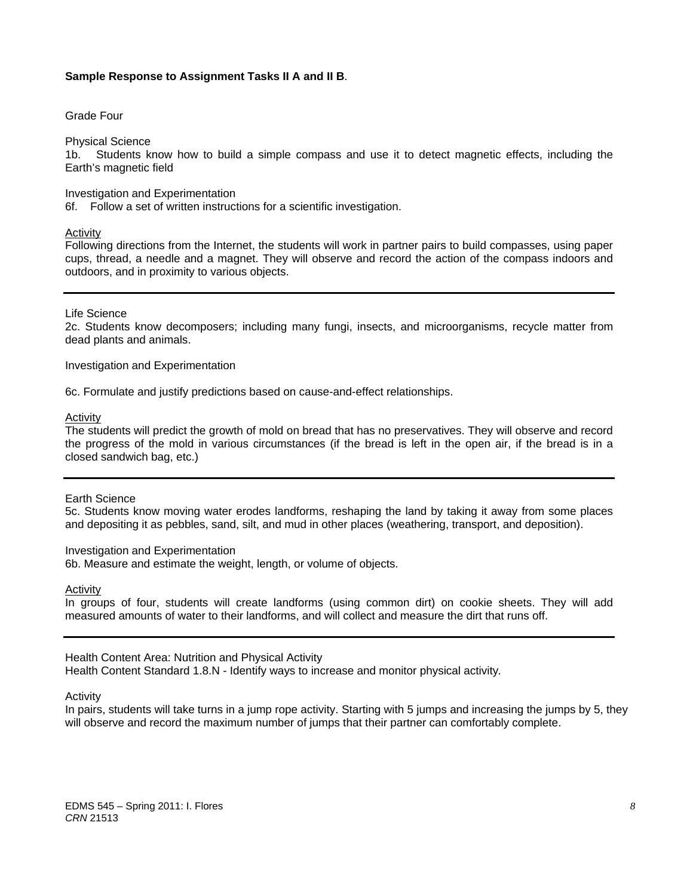**Sample Response to Assignment Tasks II A and II B**.

Grade Four

Physical Science
1b. Students know how to build a simple compass and use it to detect magnetic effects, including the Earth's magnetic field

Investigation and Experimentation
6f. Follow a set of written instructions for a scientific investigation.

Activity
Following directions from the Internet, the students will work in partner pairs to build compasses, using paper cups, thread, a needle and a magnet. They will observe and record the action of the compass indoors and outdoors, and in proximity to various objects.

---

Life Science
2c. Students know decomposers; including many fungi, insects, and microorganisms, recycle matter from dead plants and animals.

Investigation and Experimentation

6c. Formulate and justify predictions based on cause-and-effect relationships.

Activity
The students will predict the growth of mold on bread that has no preservatives. They will observe and record the progress of the mold in various circumstances (if the bread is left in the open air, if the bread is in a closed sandwich bag, etc.)

---

Earth Science
5c. Students know moving water erodes landforms, reshaping the land by taking it away from some places and depositing it as pebbles, sand, silt, and mud in other places (weathering, transport, and deposition).

Investigation and Experimentation
6b. Measure and estimate the weight, length, or volume of objects.

Activity
In groups of four, students will create landforms (using common dirt) on cookie sheets. They will add measured amounts of water to their landforms, and will collect and measure the dirt that runs off.

---

Health Content Area: Nutrition and Physical Activity
Health Content Standard 1.8.N - Identify ways to increase and monitor physical activity*.*

Activity
In pairs, students will take turns in a jump rope activity. Starting with 5 jumps and increasing the jumps by 5, they will observe and record the maximum number of jumps that their partner can comfortably complete.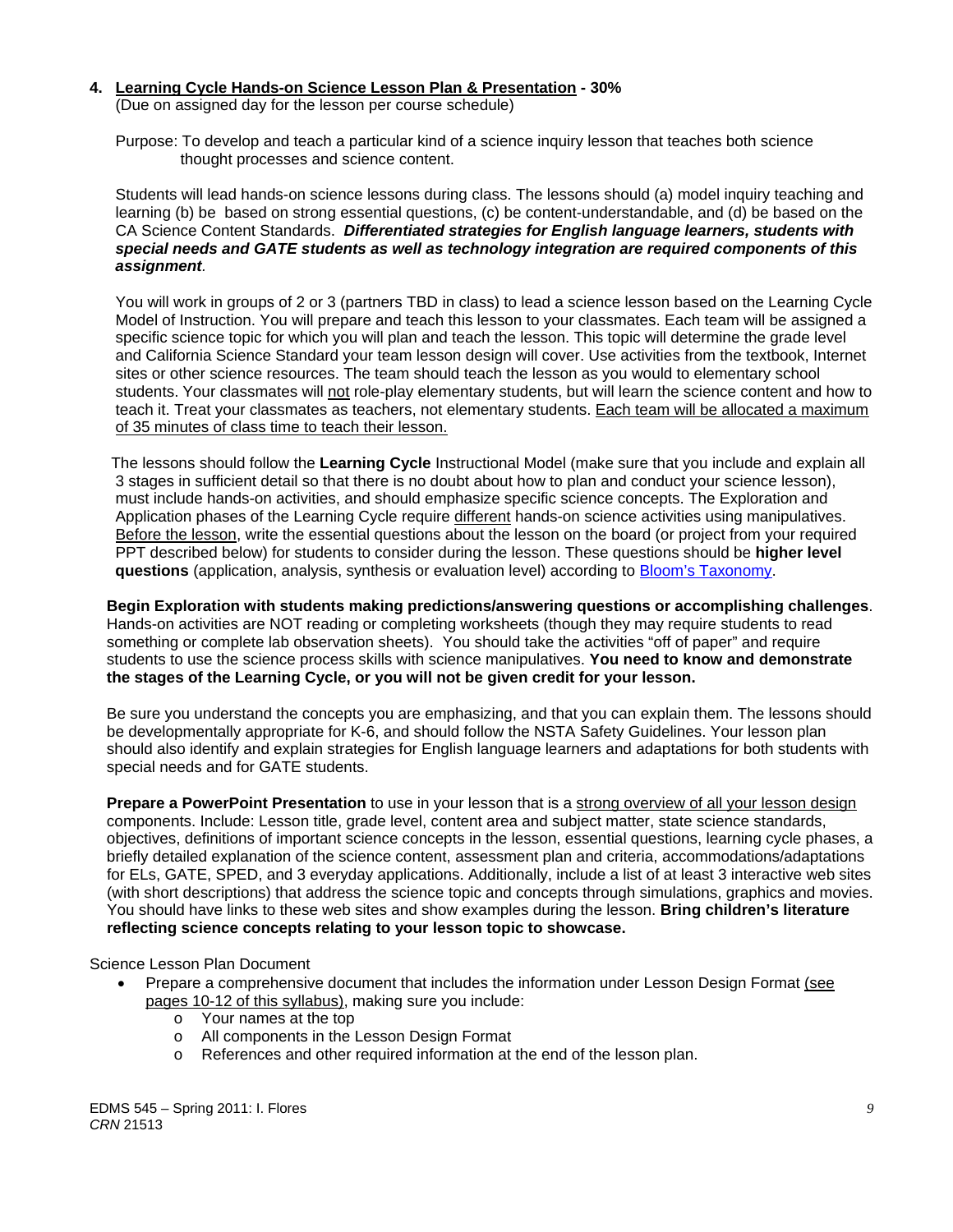**4. <u>Learning Cycle Hands-on Science Lesson Plan & Presentation</u> - 30%**
(Due on assigned day for the lesson per course schedule)

Purpose: To develop and teach a particular kind of a science inquiry lesson that teaches both science thought processes and science content.

Students will lead hands-on science lessons during class. The lessons should (a) model inquiry teaching and learning (b) be based on strong essential questions, (c) be content-understandable, and (d) be based on the CA Science Content Standards. ***Differentiated strategies for English language learners, students with special needs and GATE students as well as technology integration are required components of this assignment***.

You will work in groups of 2 or 3 (partners TBD in class) to lead a science lesson based on the Learning Cycle Model of Instruction. You will prepare and teach this lesson to your classmates. Each team will be assigned a specific science topic for which you will plan and teach the lesson. This topic will determine the grade level and California Science Standard your team lesson design will cover. Use activities from the textbook, Internet sites or other science resources. The team should teach the lesson as you would to elementary school students. Your classmates will <u>not</u> role-play elementary students, but will learn the science content and how to teach it. Treat your classmates as teachers, not elementary students. <u>Each team will be allocated a maximum of 35 minutes of class time to teach their lesson.</u>

The lessons should follow the **Learning Cycle** Instructional Model (make sure that you include and explain all 3 stages in sufficient detail so that there is no doubt about how to plan and conduct your science lesson), must include hands-on activities, and should emphasize specific science concepts. The Exploration and Application phases of the Learning Cycle require <u>different</u> hands-on science activities using manipulatives. <u>Before the lesson</u>, write the essential questions about the lesson on the board (or project from your required PPT described below) for students to consider during the lesson. These questions should be **higher level questions** (application, analysis, synthesis or evaluation level) according to <u>Bloom's Taxonomy</u>.

**Begin Exploration with students making predictions/answering questions or accomplishing challenges**. Hands-on activities are NOT reading or completing worksheets (though they may require students to read something or complete lab observation sheets). You should take the activities "off of paper" and require students to use the science process skills with science manipulatives. **You need to know and demonstrate the stages of the Learning Cycle, or you will not be given credit for your lesson.**

Be sure you understand the concepts you are emphasizing, and that you can explain them. The lessons should be developmentally appropriate for K-6, and should follow the NSTA Safety Guidelines. Your lesson plan should also identify and explain strategies for English language learners and adaptations for both students with special needs and for GATE students.

**Prepare a PowerPoint Presentation** to use in your lesson that is a <u>strong overview of all your lesson design</u> components. Include: Lesson title, grade level, content area and subject matter, state science standards, objectives, definitions of important science concepts in the lesson, essential questions, learning cycle phases, a briefly detailed explanation of the science content, assessment plan and criteria, accommodations/adaptations for ELs, GATE, SPED, and 3 everyday applications. Additionally, include a list of at least 3 interactive web sites (with short descriptions) that address the science topic and concepts through simulations, graphics and movies. You should have links to these web sites and show examples during the lesson. **Bring children's literature reflecting science concepts relating to your lesson topic to showcase.**

Science Lesson Plan Document

- Prepare a comprehensive document that includes the information under Lesson Design Format <u>(see pages 10-12 of this syllabus)</u>, making sure you include:
  - Your names at the top
  - All components in the Lesson Design Format
  - References and other required information at the end of the lesson plan.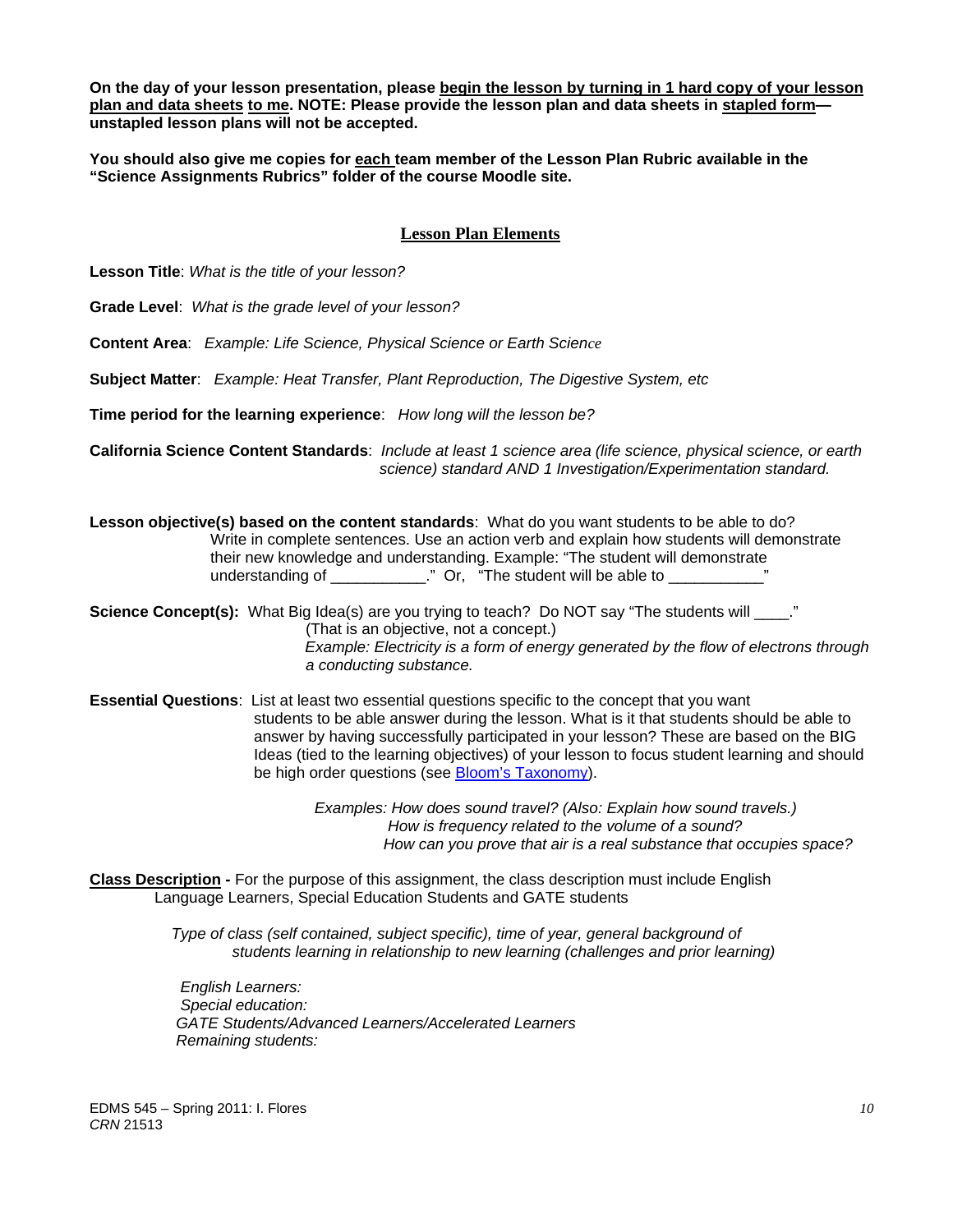**On the day of your lesson presentation, please <u>begin the lesson by turning in 1 hard copy of your lesson plan and data sheets</u> <u>to me</u>. NOTE: Please provide the lesson plan and data sheets in <u>stapled form</u>—unstapled lesson plans will not be accepted.**

**You should also give me copies for <u>each</u> team member of the Lesson Plan Rubric available in the "Science Assignments Rubrics" folder of the course Moodle site.**

## <u>Lesson Plan Elements</u>

**Lesson Title**: *What is the title of your lesson?*

**Grade Level**: *What is the grade level of your lesson?*

**Content Area**: *Example: Life Science, Physical Science or Earth Science*

**Subject Matter**: *Example: Heat Transfer, Plant Reproduction, The Digestive System, etc*

**Time period for the learning experience**: *How long will the lesson be?*

**California Science Content Standards**: *Include at least 1 science area (life science, physical science, or earth science) standard AND 1 Investigation/Experimentation standard.*

**Lesson objective(s) based on the content standards**: What do you want students to be able to do? Write in complete sentences. Use an action verb and explain how students will demonstrate their new knowledge and understanding. Example: "The student will demonstrate understanding of ___________." Or, "The student will be able to ___________"

**Science Concept(s):** What Big Idea(s) are you trying to teach? Do NOT say "The students will ____." (That is an objective, not a concept.) *Example: Electricity is a form of energy generated by the flow of electrons through a conducting substance.*

**Essential Questions**: List at least two essential questions specific to the concept that you want students to be able answer during the lesson. What is it that students should be able to answer by having successfully participated in your lesson? These are based on the BIG Ideas (tied to the learning objectives) of your lesson to focus student learning and should be high order questions (see [Bloom's Taxonomy]).

*Examples: How does sound travel? (Also: Explain how sound travels.)*
*How is frequency related to the volume of a sound?*
*How can you prove that air is a real substance that occupies space?*

**<u>Class Description</u> -** For the purpose of this assignment, the class description must include English Language Learners, Special Education Students and GATE students

*Type of class (self contained, subject specific), time of year, general background of students learning in relationship to new learning (challenges and prior learning)*

*English Learners:*
*Special education:*
*GATE Students/Advanced Learners/Accelerated Learners*
*Remaining students:*

EDMS 545 – Spring 2011: I. Flores
*CRN* 21513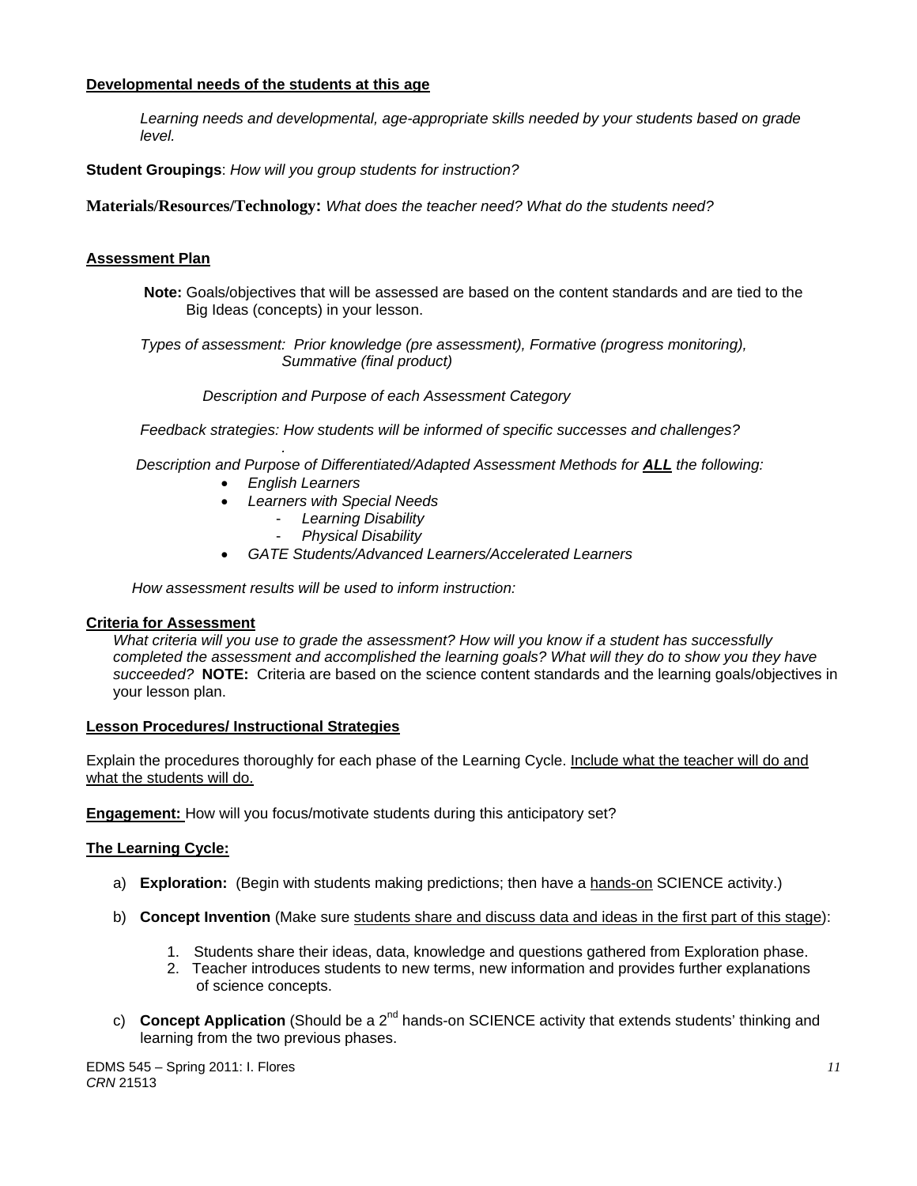**<u>Developmental needs of the students at this age</u>**

*Learning needs and developmental, age-appropriate skills needed by your students based on grade level.*

**Student Groupings**: *How will you group students for instruction?*

**Materials/Resources/Technology:** *What does the teacher need? What do the students need?*

**<u>Assessment Plan</u>**

**Note:** Goals/objectives that will be assessed are based on the content standards and are tied to the Big Ideas (concepts) in your lesson.

*Types of assessment: Prior knowledge (pre assessment), Formative (progress monitoring), Summative (final product)*

*Description and Purpose of each Assessment Category*

*Feedback strategies: How students will be informed of specific successes and challenges?*

*Description and Purpose of Differentiated/Adapted Assessment Methods for **<u>ALL</u>** the following:*

- *English Learners*
- *Learners with Special Needs*
  - *Learning Disability*
  - *Physical Disability*
- *GATE Students/Advanced Learners/Accelerated Learners*

*How assessment results will be used to inform instruction:*

**<u>Criteria for Assessment</u>**

*What criteria will you use to grade the assessment? How will you know if a student has successfully completed the assessment and accomplished the learning goals? What will they do to show you they have succeeded?* **NOTE:** Criteria are based on the science content standards and the learning goals/objectives in your lesson plan.

**<u>Lesson Procedures/ Instructional Strategies</u>**

Explain the procedures thoroughly for each phase of the Learning Cycle. <u>Include what the teacher will do and what the students will do.</u>

**<u>Engagement:</u>** How will you focus/motivate students during this anticipatory set?

**<u>The Learning Cycle:</u>**

a) **Exploration:** (Begin with students making predictions; then have a <u>hands-on</u> SCIENCE activity.)

b) **Concept Invention** (Make sure <u>students share and discuss data and ideas in the first part of this stage</u>):

   1. Students share their ideas, data, knowledge and questions gathered from Exploration phase.
   2. Teacher introduces students to new terms, new information and provides further explanations of science concepts.

c) **Concept Application** (Should be a 2nd hands-on SCIENCE activity that extends students' thinking and learning from the two previous phases.

EDMS 545 – Spring 2011: I. Flores
*CRN* 21513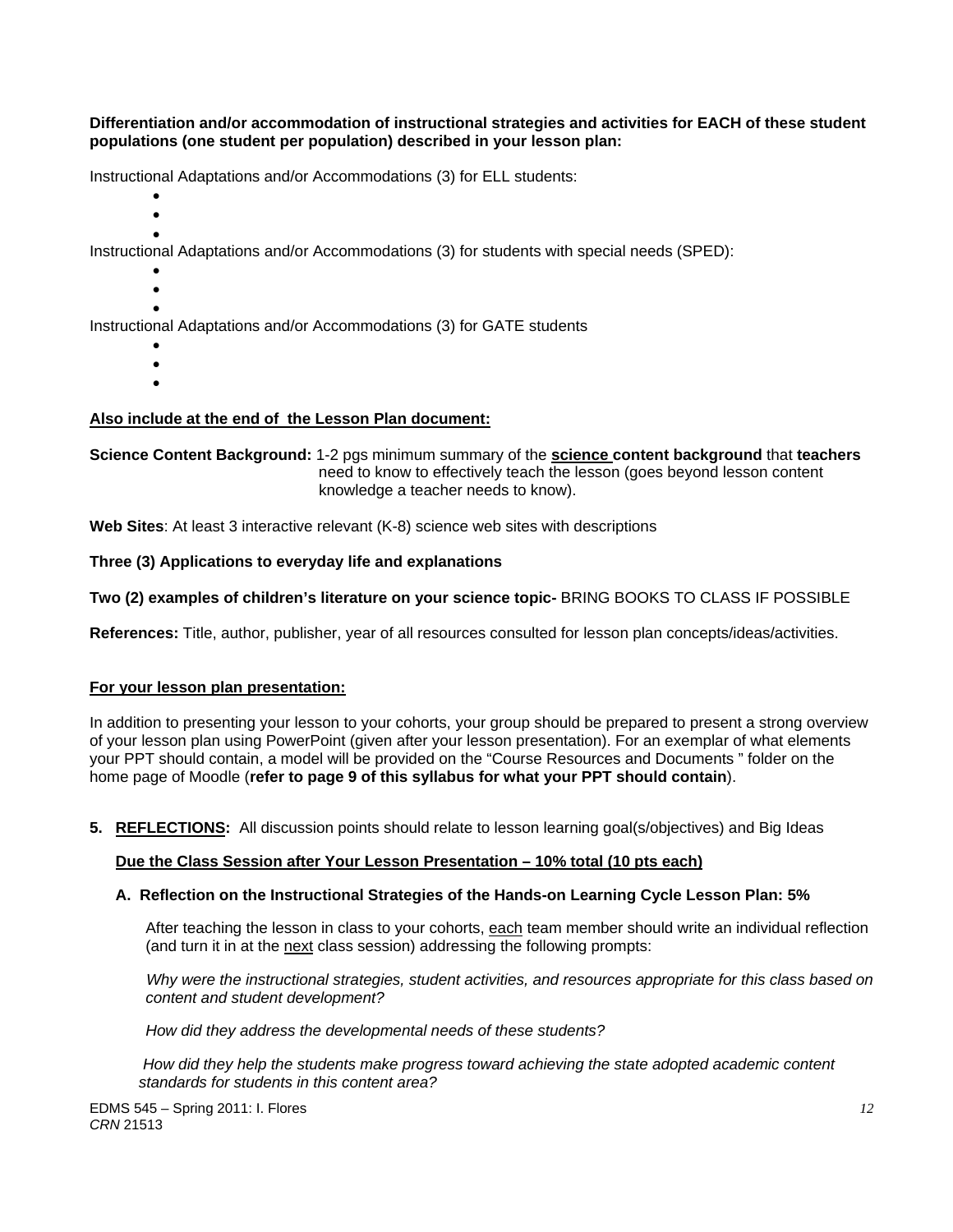**Differentiation and/or accommodation of instructional strategies and activities for EACH of these student populations (one student per population) described in your lesson plan:**

Instructional Adaptations and/or Accommodations (3) for ELL students:

- 
- 
- 

Instructional Adaptations and/or Accommodations (3) for students with special needs (SPED):

- 
- 
- 

Instructional Adaptations and/or Accommodations (3) for GATE students

- 
- 
- 

**Also include at the end of the Lesson Plan document:**

**Science Content Background:** 1-2 pgs minimum summary of the **science content background** that **teachers** need to know to effectively teach the lesson (goes beyond lesson content knowledge a teacher needs to know).

**Web Sites**: At least 3 interactive relevant (K-8) science web sites with descriptions

**Three (3) Applications to everyday life and explanations**

**Two (2) examples of children's literature on your science topic-** BRING BOOKS TO CLASS IF POSSIBLE

**References:** Title, author, publisher, year of all resources consulted for lesson plan concepts/ideas/activities.

**For your lesson plan presentation:**

In addition to presenting your lesson to your cohorts, your group should be prepared to present a strong overview of your lesson plan using PowerPoint (given after your lesson presentation). For an exemplar of what elements your PPT should contain, a model will be provided on the "Course Resources and Documents " folder on the home page of Moodle (**refer to page 9 of this syllabus for what your PPT should contain**).

**5. REFLECTIONS:** All discussion points should relate to lesson learning goal(s/objectives) and Big Ideas

**Due the Class Session after Your Lesson Presentation – 10% total (10 pts each)**

**A. Reflection on the Instructional Strategies of the Hands-on Learning Cycle Lesson Plan: 5%**

After teaching the lesson in class to your cohorts, each team member should write an individual reflection (and turn it in at the next class session) addressing the following prompts:

*Why were the instructional strategies, student activities, and resources appropriate for this class based on content and student development?*

*How did they address the developmental needs of these students?*

*How did they help the students make progress toward achieving the state adopted academic content standards for students in this content area?*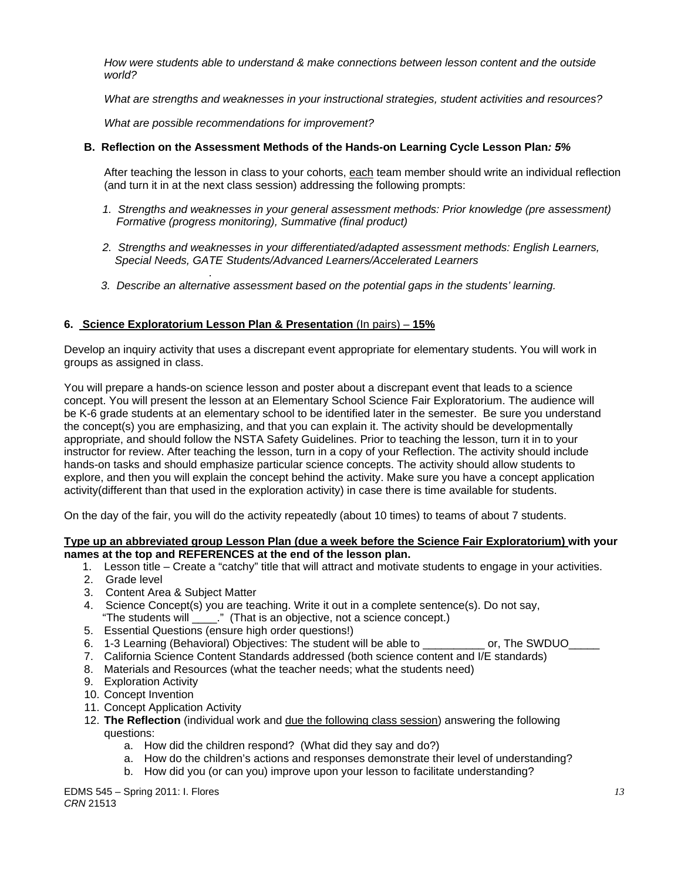*How were students able to understand & make connections between lesson content and the outside world?*

*What are strengths and weaknesses in your instructional strategies, student activities and resources?*

*What are possible recommendations for improvement?*

### B. Reflection on the Assessment Methods of the Hands-on Learning Cycle Lesson Plan*: 5%*

After teaching the lesson in class to your cohorts, each team member should write an individual reflection (and turn it in at the next class session) addressing the following prompts:

1. *Strengths and weaknesses in your general assessment methods: Prior knowledge (pre assessment) Formative (progress monitoring), Summative (final product)*
2. *Strengths and weaknesses in your differentiated/adapted assessment methods: English Learners, Special Needs, GATE Students/Advanced Learners/Accelerated Learners*
3. *Describe an alternative assessment based on the potential gaps in the students' learning.*

## 6. Science Exploratorium Lesson Plan & Presentation (In pairs) – 15%

Develop an inquiry activity that uses a discrepant event appropriate for elementary students. You will work in groups as assigned in class.

You will prepare a hands-on science lesson and poster about a discrepant event that leads to a science concept. You will present the lesson at an Elementary School Science Fair Exploratorium. The audience will be K-6 grade students at an elementary school to be identified later in the semester. Be sure you understand the concept(s) you are emphasizing, and that you can explain it. The activity should be developmentally appropriate, and should follow the NSTA Safety Guidelines. Prior to teaching the lesson, turn it in to your instructor for review. After teaching the lesson, turn in a copy of your Reflection. The activity should include hands-on tasks and should emphasize particular science concepts. The activity should allow students to explore, and then you will explain the concept behind the activity. Make sure you have a concept application activity(different than that used in the exploration activity) in case there is time available for students.

On the day of the fair, you will do the activity repeatedly (about 10 times) to teams of about 7 students.

**Type up an abbreviated group Lesson Plan (due a week before the Science Fair Exploratorium) with your names at the top and REFERENCES at the end of the lesson plan.**

1. Lesson title – Create a "catchy" title that will attract and motivate students to engage in your activities.
2. Grade level
3. Content Area & Subject Matter
4. Science Concept(s) you are teaching. Write it out in a complete sentence(s). Do not say, "The students will ____." (That is an objective, not a science concept.)
5. Essential Questions (ensure high order questions!)
6. 1-3 Learning (Behavioral) Objectives: The student will be able to __________ or, The SWDUO_____
7. California Science Content Standards addressed (both science content and I/E standards)
8. Materials and Resources (what the teacher needs; what the students need)
9. Exploration Activity
10. Concept Invention
11. Concept Application Activity
12. **The Reflection** (individual work and due the following class session) answering the following questions:
    a. How did the children respond? (What did they say and do?)
    a. How do the children's actions and responses demonstrate their level of understanding?
    b. How did you (or can you) improve upon your lesson to facilitate understanding?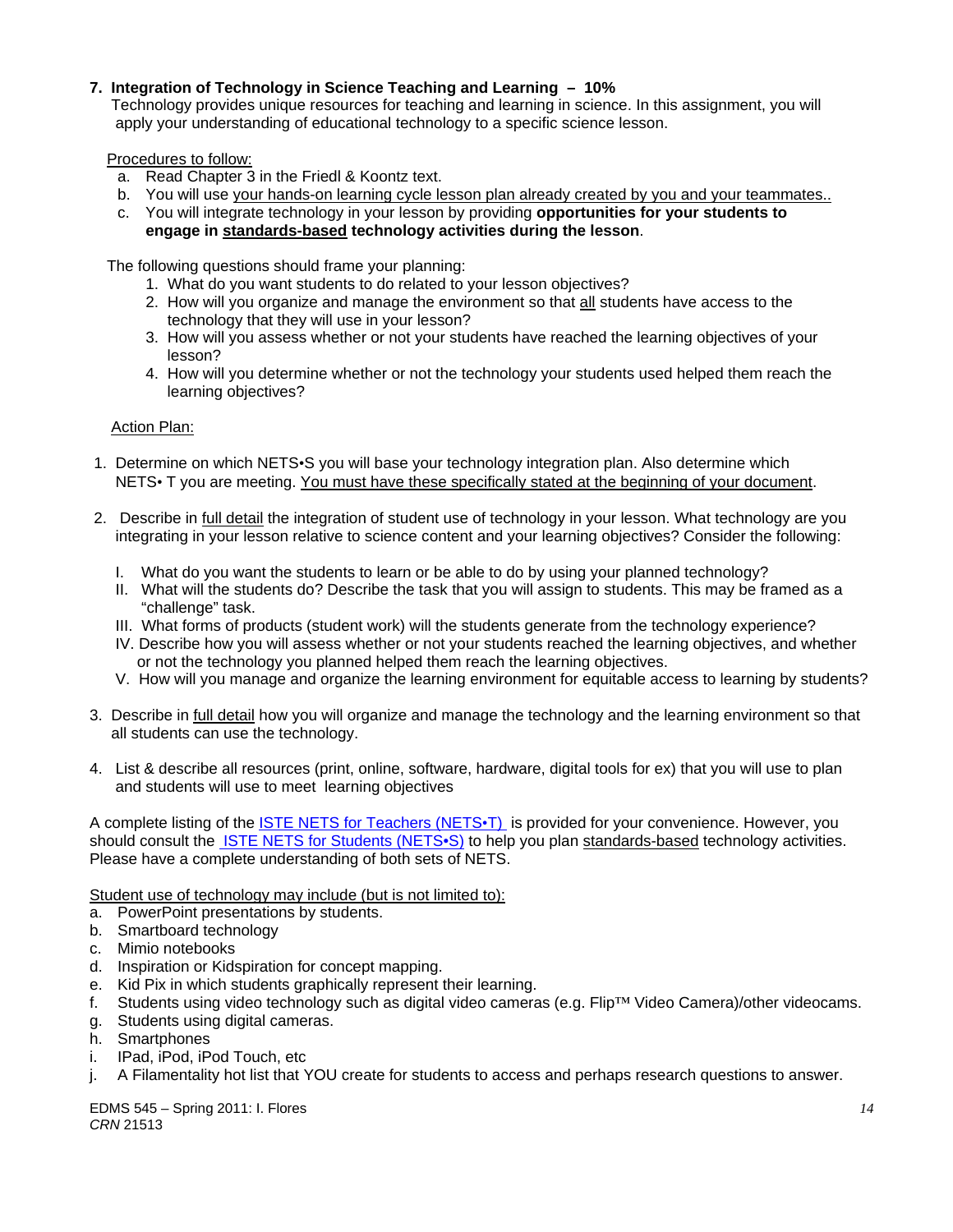### 7. Integration of Technology in Science Teaching and Learning – 10%

Technology provides unique resources for teaching and learning in science. In this assignment, you will apply your understanding of educational technology to a specific science lesson.

Procedures to follow:

a. Read Chapter 3 in the Friedl & Koontz text.
b. You will use your hands-on learning cycle lesson plan already created by you and your teammates..
c. You will integrate technology in your lesson by providing **opportunities for your students to engage in standards-based technology activities during the lesson**.

The following questions should frame your planning:

1. What do you want students to do related to your lesson objectives?
2. How will you organize and manage the environment so that all students have access to the technology that they will use in your lesson?
3. How will you assess whether or not your students have reached the learning objectives of your lesson?
4. How will you determine whether or not the technology your students used helped them reach the learning objectives?

Action Plan:

1. Determine on which NETS•S you will base your technology integration plan. Also determine which NETS• T you are meeting. You must have these specifically stated at the beginning of your document.

2. Describe in full detail the integration of student use of technology in your lesson. What technology are you integrating in your lesson relative to science content and your learning objectives? Consider the following:

   I. What do you want the students to learn or be able to do by using your planned technology?
   II. What will the students do? Describe the task that you will assign to students. This may be framed as a "challenge" task.
   III. What forms of products (student work) will the students generate from the technology experience?
   IV. Describe how you will assess whether or not your students reached the learning objectives, and whether or not the technology you planned helped them reach the learning objectives.
   V. How will you manage and organize the learning environment for equitable access to learning by students?

3. Describe in full detail how you will organize and manage the technology and the learning environment so that all students can use the technology.

4. List & describe all resources (print, online, software, hardware, digital tools for ex) that you will use to plan and students will use to meet learning objectives

A complete listing of the ISTE NETS for Teachers (NETS•T) is provided for your convenience. However, you should consult the ISTE NETS for Students (NETS•S) to help you plan standards-based technology activities. Please have a complete understanding of both sets of NETS.

Student use of technology may include (but is not limited to):

a. PowerPoint presentations by students.
b. Smartboard technology
c. Mimio notebooks
d. Inspiration or Kidspiration for concept mapping.
e. Kid Pix in which students graphically represent their learning.
f. Students using video technology such as digital video cameras (e.g. Flip™ Video Camera)/other videocams.
g. Students using digital cameras.
h. Smartphones
i. IPad, iPod, iPod Touch, etc
j. A Filamentality hot list that YOU create for students to access and perhaps research questions to answer.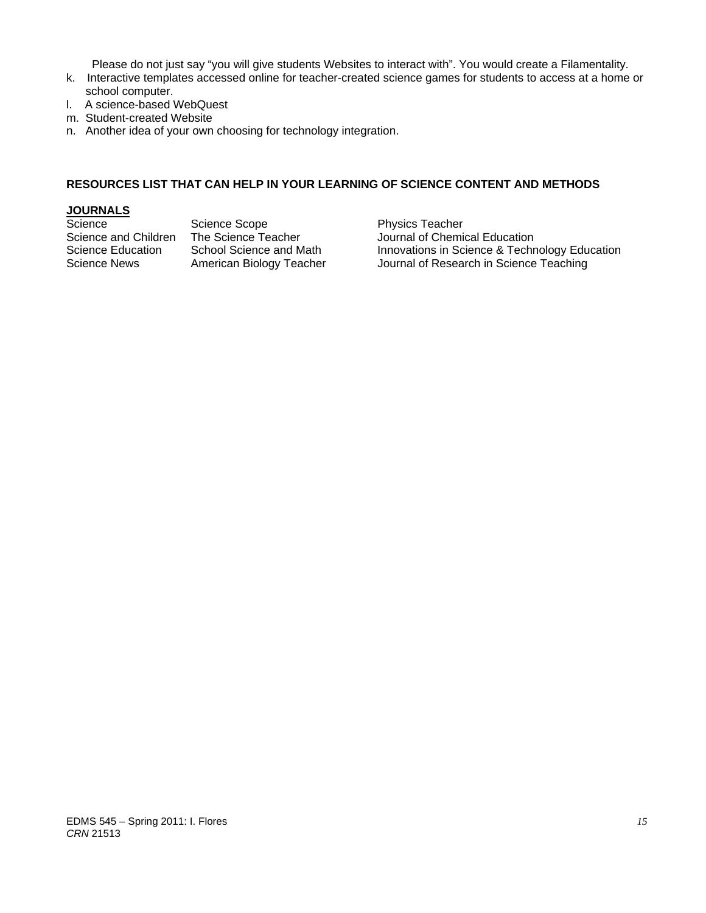Please do not just say “you will give students Websites to interact with”. You would create a Filamentality.

k. Interactive templates accessed online for teacher-created science games for students to access at a home or school computer.
l. A science-based WebQuest
m. Student-created Website
n. Another idea of your own choosing for technology integration.

**RESOURCES LIST THAT CAN HELP IN YOUR LEARNING OF SCIENCE CONTENT AND METHODS**

**JOURNALS**

| | | |
|---|---|---|
| Science | Science Scope | Physics Teacher |
| Science and Children | The Science Teacher | Journal of Chemical Education |
| Science Education | School Science and Math | Innovations in Science & Technology Education |
| Science News | American Biology Teacher | Journal of Research in Science Teaching |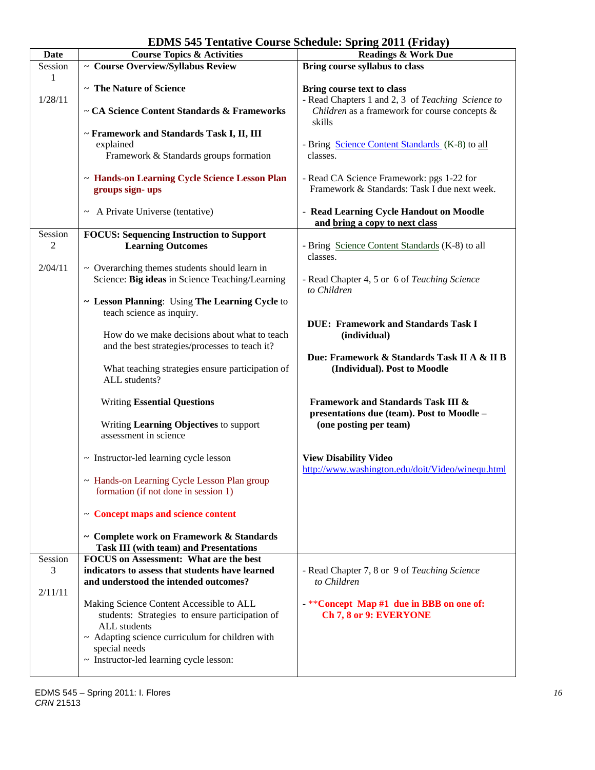# EDMS 545 Tentative Course Schedule: Spring 2011 (Friday)

| Date | Course Topics & Activities | Readings & Work Due |
|---|---|---|
| Session 1<br><br>1/28/11 | ~ **Course Overview/Syllabus Review**<br><br>~ **The Nature of Science**<br><br>~ **CA Science Content Standards & Frameworks**<br><br>~ **Framework and Standards Task I, II, III** explained<br>Framework & Standards groups formation<br><br>~ **Hands-on Learning Cycle Science Lesson Plan groups sign- ups**<br><br>~ A Private Universe (tentative) | **Bring course syllabus to class**<br><br>**Bring course text to class**<br>- Read Chapters 1 and 2, 3 of *Teaching Science to Children* as a framework for course concepts & skills<br><br>- Bring Science Content Standards (K-8) to all classes.<br><br>- Read CA Science Framework: pgs 1-22 for Framework & Standards: Task I due next week.<br><br>- **Read Learning Cycle Handout on Moodle and bring a copy to next class** |
| Session 2<br><br>2/04/11 | **FOCUS: Sequencing Instruction to Support Learning Outcomes**<br><br>~ Overarching themes students should learn in Science: **Big ideas** in Science Teaching/Learning<br><br>~ **Lesson Planning**: Using **The Learning Cycle** to teach science as inquiry.<br><br>How do we make decisions about what to teach and the best strategies/processes to teach it?<br><br>What teaching strategies ensure participation of ALL students?<br><br>Writing **Essential Questions**<br><br>Writing **Learning Objectives** to support assessment in science<br><br>~ Instructor-led learning cycle lesson<br><br>~ Hands-on Learning Cycle Lesson Plan group formation (if not done in session 1)<br><br>~ **Concept maps and science content**<br><br>~ **Complete work on Framework & Standards Task III (with team) and Presentations** | - Bring Science Content Standards (K-8) to all classes.<br><br>- Read Chapter 4, 5 or 6 of *Teaching Science to Children*<br><br>**DUE: Framework and Standards Task I (individual)**<br><br>**Due: Framework & Standards Task II A & II B (Individual). Post to Moodle**<br><br>**Framework and Standards Task III & presentations due (team). Post to Moodle – (one posting per team)**<br><br>**View Disability Video**<br>http://www.washington.edu/doit/Video/winequ.html |
| Session 3<br><br>2/11/11 | **FOCUS on Assessment: What are the best indicators to assess that students have learned and understood the intended outcomes?**<br><br>Making Science Content Accessible to ALL students: Strategies to ensure participation of ALL students<br>~ Adapting science curriculum for children with special needs<br>~ Instructor-led learning cycle lesson: | - Read Chapter 7, 8 or 9 of *Teaching Science to Children*<br><br>- **\*\*Concept Map #1 due in BBB on one of: Ch 7, 8 or 9: EVERYONE** |

EDMS 545 – Spring 2011: I. Flores
*CRN* 21513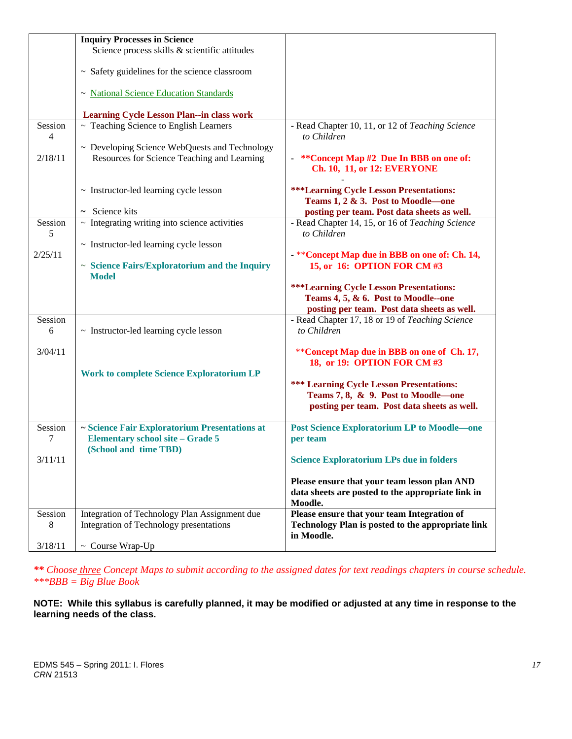| | | |
|---|---|---|
| | **Inquiry Processes in Science**<br>Science process skills & scientific attitudes<br><br>~ Safety guidelines for the science classroom<br><br>~ National Science Education Standards<br><br>**Learning Cycle Lesson Plan--in class work** | |
| Session 4<br><br>2/18/11 | ~ Teaching Science to English Learners<br><br>~ Developing Science WebQuests and Technology Resources for Science Teaching and Learning<br><br>~ Instructor-led learning cycle lesson<br><br>~ Science kits | - Read Chapter 10, 11, or 12 of *Teaching Science to Children*<br><br>- **\*\*Concept Map #2 Due In BBB on one of: Ch. 10, 11, or 12: EVERYONE**<br>-<br>**\*\*\*Learning Cycle Lesson Presentations: Teams 1, 2 & 3. Post to Moodle—one posting per team. Post data sheets as well.** |
| Session 5<br><br>2/25/11 | ~ Integrating writing into science activities<br><br>~ Instructor-led learning cycle lesson<br><br>~ **Science Fairs/Exploratorium and the Inquiry Model** | - Read Chapter 14, 15, or 16 of *Teaching Science to Children*<br><br>- \*\***Concept Map due in BBB on one of: Ch. 14, 15, or 16: OPTION FOR CM #3**<br><br>**\*\*\*Learning Cycle Lesson Presentations: Teams 4, 5, & 6. Post to Moodle--one posting per team. Post data sheets as well.** |
| Session 6<br><br>3/04/11 | ~ Instructor-led learning cycle lesson<br><br>**Work to complete Science Exploratorium LP** | - Read Chapter 17, 18 or 19 of *Teaching Science to Children*<br><br>\*\***Concept Map due in BBB on one of Ch. 17, 18, or 19: OPTION FOR CM #3**<br><br>**\*\*\* Learning Cycle Lesson Presentations: Teams 7, 8, & 9. Post to Moodle—one posting per team. Post data sheets as well.** |
| Session 7<br><br>3/11/11 | ~ **Science Fair Exploratorium Presentations at Elementary school site – Grade 5 (School and time TBD)** | **Post Science Exploratorium LP to Moodle—one per team**<br><br>**Science Exploratorium LPs due in folders**<br><br>**Please ensure that your team lesson plan AND data sheets are posted to the appropriate link in Moodle.** |
| Session 8<br><br>3/18/11 | Integration of Technology Plan Assignment due<br>Integration of Technology presentations<br><br>~ Course Wrap-Up | **Please ensure that your team Integration of Technology Plan is posted to the appropriate link in Moodle.** |

*\*\* Choose three Concept Maps to submit according to the assigned dates for text readings chapters in course schedule.*
*\*\*\*BBB = Big Blue Book*

**NOTE: While this syllabus is carefully planned, it may be modified or adjusted at any time in response to the learning needs of the class.**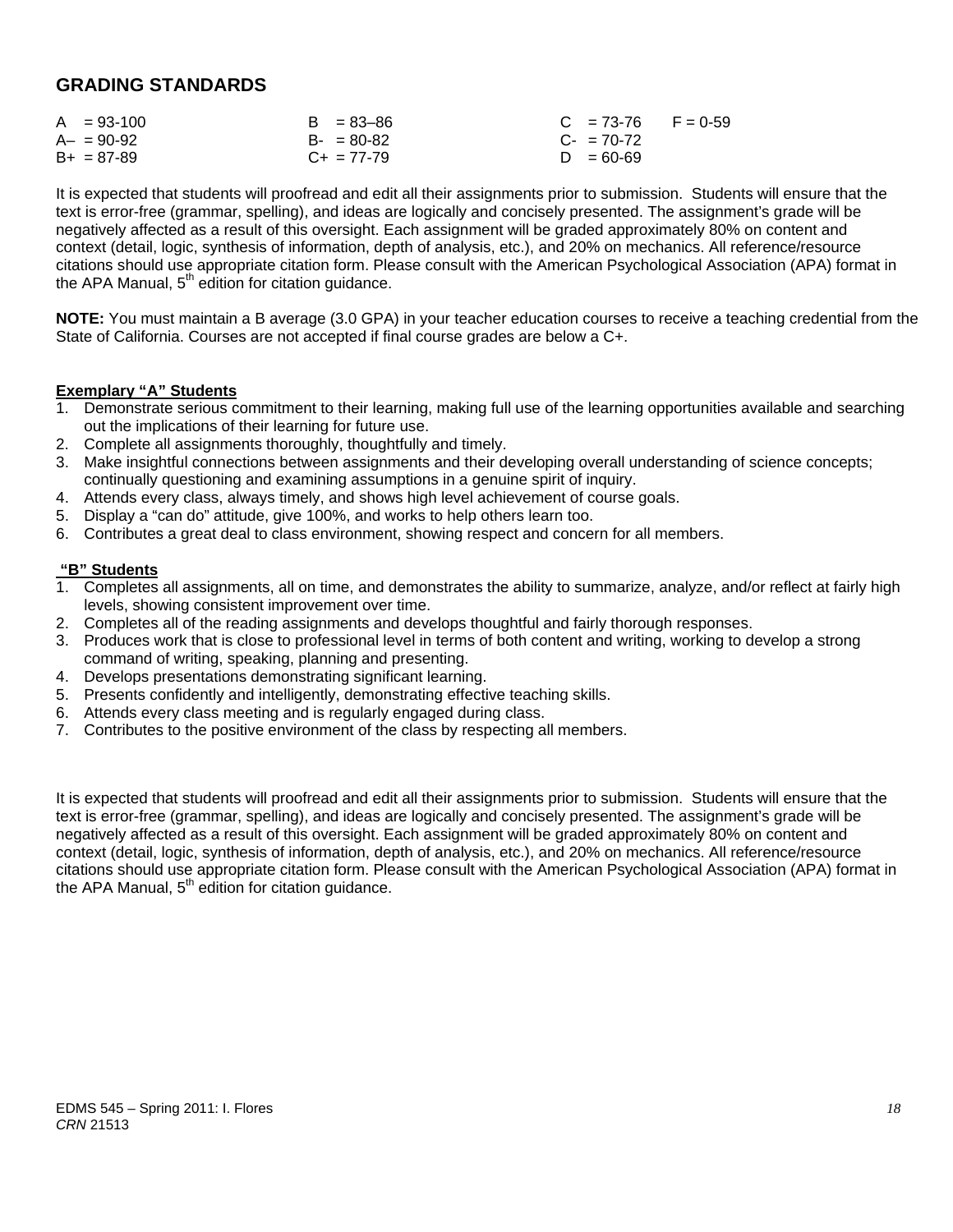## GRADING STANDARDS

| | | | |
|---|---|---|---|
| A = 93-100 | B = 83–86 | C = 73-76 | F = 0-59 |
| A– = 90-92 | B- = 80-82 | C- = 70-72 | |
| B+ = 87-89 | C+ = 77-79 | D = 60-69 | |

It is expected that students will proofread and edit all their assignments prior to submission. Students will ensure that the text is error-free (grammar, spelling), and ideas are logically and concisely presented. The assignment's grade will be negatively affected as a result of this oversight. Each assignment will be graded approximately 80% on content and context (detail, logic, synthesis of information, depth of analysis, etc.), and 20% on mechanics. All reference/resource citations should use appropriate citation form. Please consult with the American Psychological Association (APA) format in the APA Manual, 5th edition for citation guidance.

**NOTE:** You must maintain a B average (3.0 GPA) in your teacher education courses to receive a teaching credential from the State of California. Courses are not accepted if final course grades are below a C+.

**Exemplary "A" Students**

1. Demonstrate serious commitment to their learning, making full use of the learning opportunities available and searching out the implications of their learning for future use.
2. Complete all assignments thoroughly, thoughtfully and timely.
3. Make insightful connections between assignments and their developing overall understanding of science concepts; continually questioning and examining assumptions in a genuine spirit of inquiry.
4. Attends every class, always timely, and shows high level achievement of course goals.
5. Display a "can do" attitude, give 100%, and works to help others learn too.
6. Contributes a great deal to class environment, showing respect and concern for all members.

**"B" Students**

1. Completes all assignments, all on time, and demonstrates the ability to summarize, analyze, and/or reflect at fairly high levels, showing consistent improvement over time.
2. Completes all of the reading assignments and develops thoughtful and fairly thorough responses.
3. Produces work that is close to professional level in terms of both content and writing, working to develop a strong command of writing, speaking, planning and presenting.
4. Develops presentations demonstrating significant learning.
5. Presents confidently and intelligently, demonstrating effective teaching skills.
6. Attends every class meeting and is regularly engaged during class.
7. Contributes to the positive environment of the class by respecting all members.

It is expected that students will proofread and edit all their assignments prior to submission. Students will ensure that the text is error-free (grammar, spelling), and ideas are logically and concisely presented. The assignment's grade will be negatively affected as a result of this oversight. Each assignment will be graded approximately 80% on content and context (detail, logic, synthesis of information, depth of analysis, etc.), and 20% on mechanics. All reference/resource citations should use appropriate citation form. Please consult with the American Psychological Association (APA) format in the APA Manual, 5th edition for citation guidance.